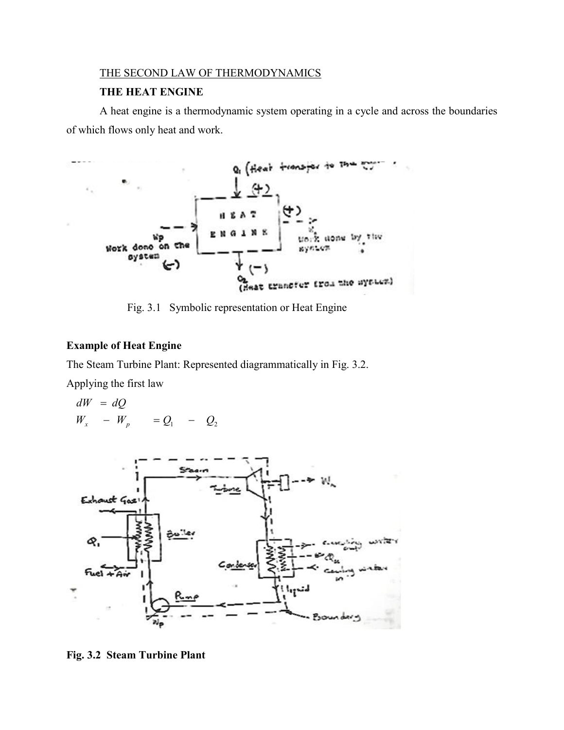THE SECOND LAW OF THERMODYNAMICS

## THE HEAT ENGINE

A heat engine is a thermodynamic system operating in a cycle and across the boundaries of which flows only heat and work.

Fig. 3.1 Symbolic representation or Heat Engine

**Example of Heat Engine**

The Steam Turbine Plant: Represented diagrammatically in Fig. 3.2.

Applying the first law

$$dW = dQ$$

$$W_x - W_p = Q_1 - Q_2$$

**Fig. 3.2 Steam Turbine Plant**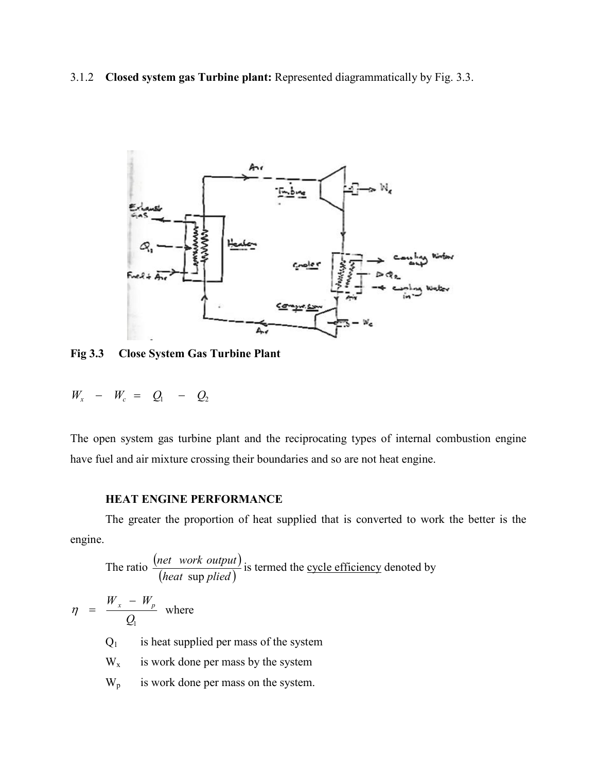3.1.2 **Closed system gas Turbine plant:** Represented diagrammatically by Fig. 3.3.

**Fig 3.3 Close System Gas Turbine Plant**

$$W_x \;-\; W_c \;=\; Q_1 \;-\; Q_2$$

The open system gas turbine plant and the reciprocating types of internal combustion engine have fuel and air mixture crossing their boundaries and so are not heat engine.

**HEAT ENGINE PERFORMANCE**

The greater the proportion of heat supplied that is converted to work the better is the engine.

The ratio $\frac{(net\ \ work\ output)}{(heat\ \ supplied)}$ is termed the cycle efficiency denoted by

$$\eta \;=\; \frac{W_x \;-\; W_p}{Q_1} \quad \text{where}$$

$Q_1$ is heat supplied per mass of the system

$W_x$ is work done per mass by the system

$W_p$ is work done per mass on the system.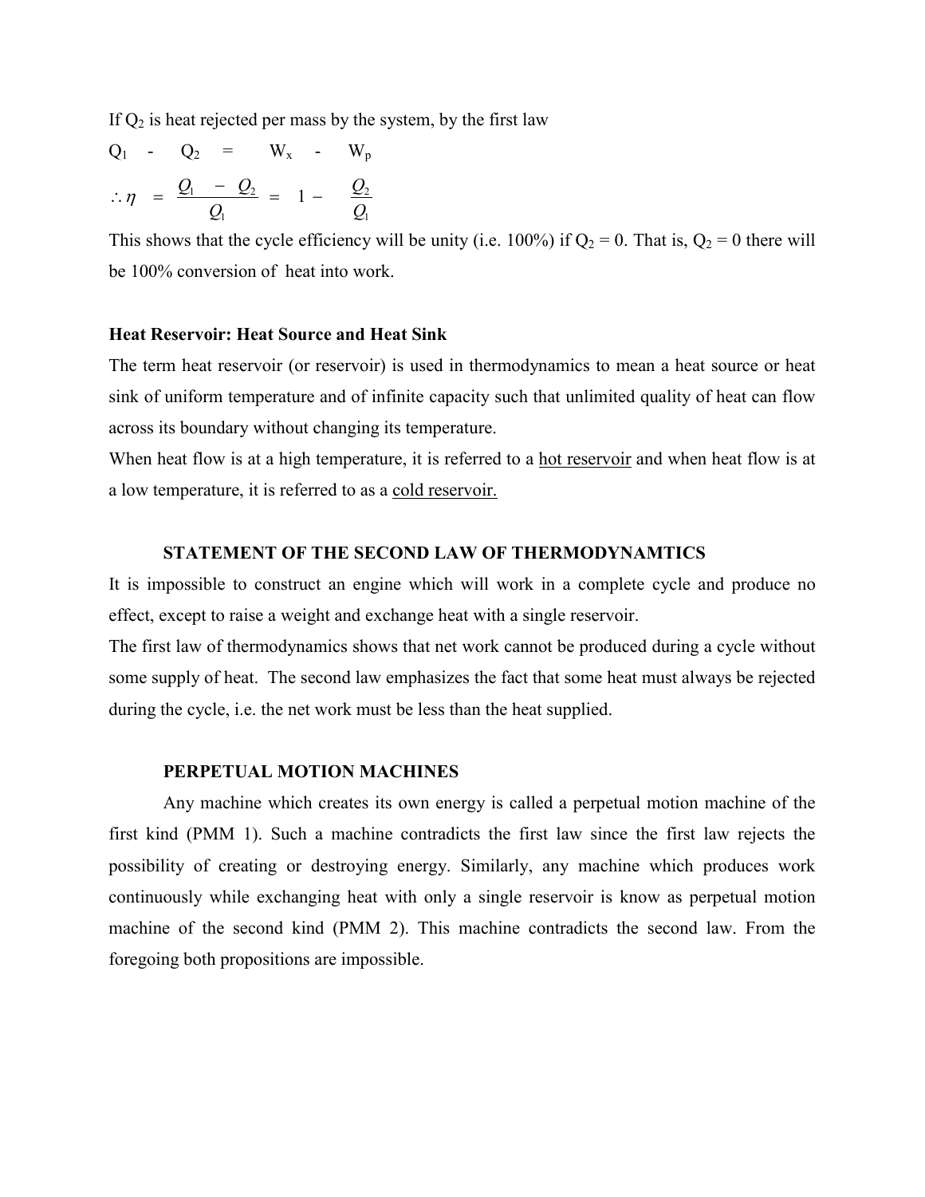If $Q_2$ is heat rejected per mass by the system, by the first law

$$Q_1 - Q_2 = W_x - W_p$$

$$\therefore \eta = \frac{Q_1 - Q_2}{Q_1} = 1 - \frac{Q_2}{Q_1}$$

This shows that the cycle efficiency will be unity (i.e. 100%) if $Q_2 = 0$. That is, $Q_2 = 0$ there will be 100% conversion of heat into work.

**Heat Reservoir: Heat Source and Heat Sink**

The term heat reservoir (or reservoir) is used in thermodynamics to mean a heat source or heat sink of uniform temperature and of infinite capacity such that unlimited quality of heat can flow across its boundary without changing its temperature.

When heat flow is at a high temperature, it is referred to a <u>hot reservoir</u> and when heat flow is at a low temperature, it is referred to as a <u>cold reservoir.</u>

## STATEMENT OF THE SECOND LAW OF THERMODYNAMTICS

It is impossible to construct an engine which will work in a complete cycle and produce no effect, except to raise a weight and exchange heat with a single reservoir.

The first law of thermodynamics shows that net work cannot be produced during a cycle without some supply of heat. The second law emphasizes the fact that some heat must always be rejected during the cycle, i.e. the net work must be less than the heat supplied.

## PERPETUAL MOTION MACHINES

Any machine which creates its own energy is called a perpetual motion machine of the first kind (PMM 1). Such a machine contradicts the first law since the first law rejects the possibility of creating or destroying energy. Similarly, any machine which produces work continuously while exchanging heat with only a single reservoir is know as perpetual motion machine of the second kind (PMM 2). This machine contradicts the second law. From the foregoing both propositions are impossible.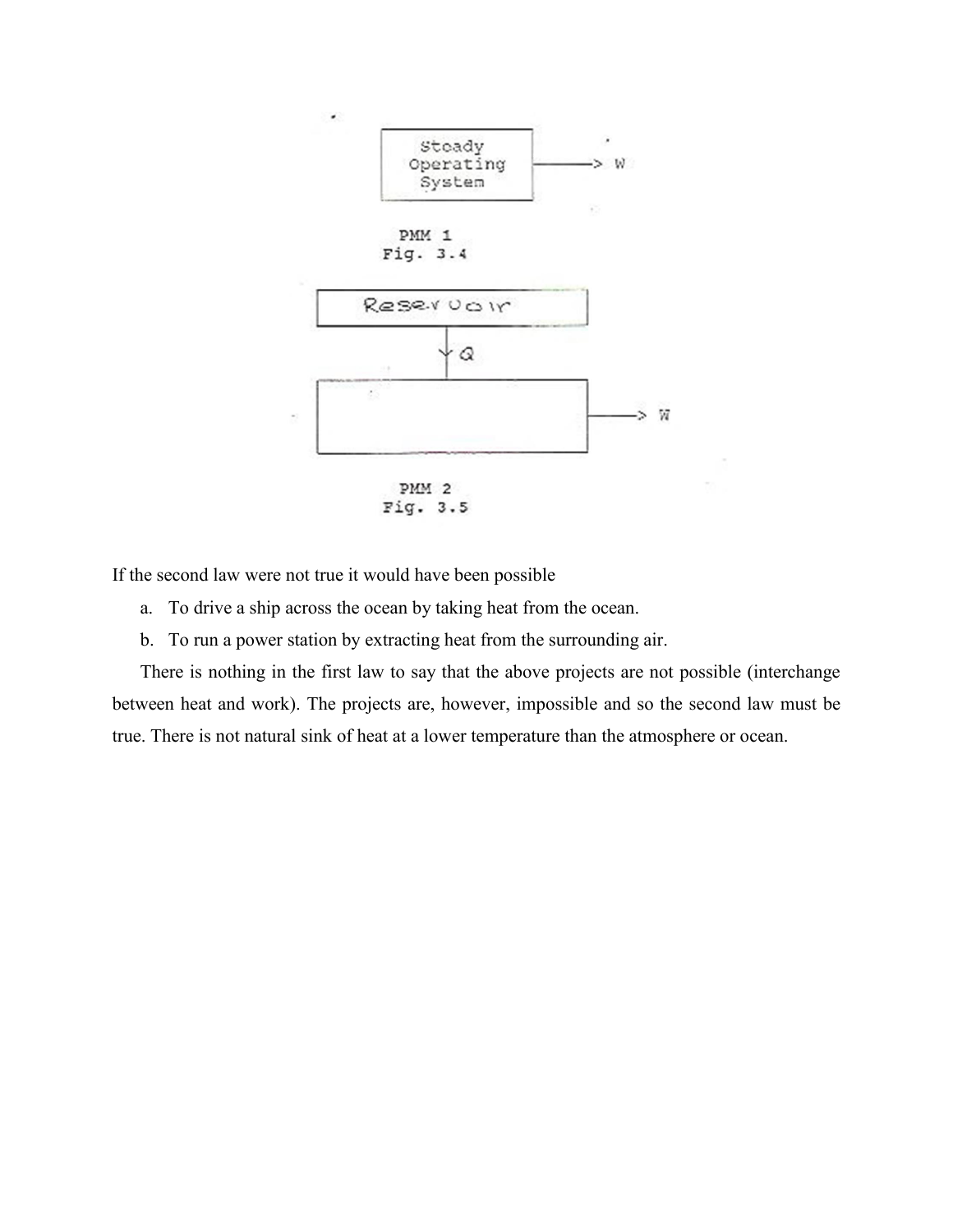Steady Operating System → W

PMM 1
Fig. 3.4

Reservoir ↓ Q → W

PMM 2
Fig. 3.5

If the second law were not true it would have been possible

a. To drive a ship across the ocean by taking heat from the ocean.
b. To run a power station by extracting heat from the surrounding air.

There is nothing in the first law to say that the above projects are not possible (interchange between heat and work). The projects are, however, impossible and so the second law must be true. There is not natural sink of heat at a lower temperature than the atmosphere or ocean.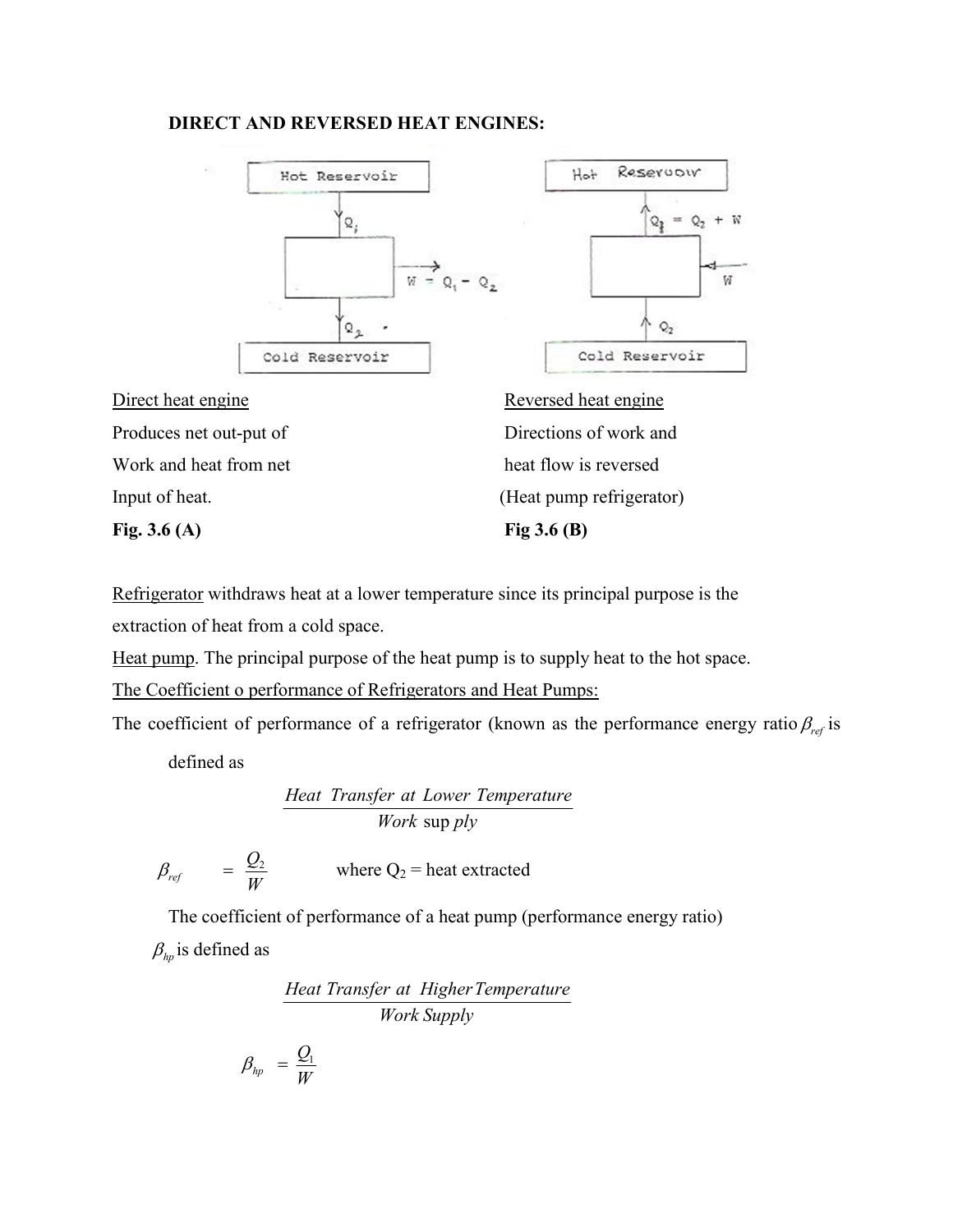**DIRECT AND REVERSED HEAT ENGINES:**

| Direct heat engine | Reversed heat engine |
|---|---|
| Produces net out-put of Work and heat from net Input of heat. | Directions of work and heat flow is reversed (Heat pump refrigerator) |
| **Fig. 3.6 (A)** | **Fig 3.6 (B)** |

Refrigerator withdraws heat at a lower temperature since its principal purpose is the extraction of heat from a cold space.

Heat pump. The principal purpose of the heat pump is to supply heat to the hot space.

The Coefficient o performance of Refrigerators and Heat Pumps:

The coefficient of performance of a refrigerator (known as the performance energy ratio $\beta_{ref}$ is defined as

$$\frac{Heat\ Transfer\ at\ Lower\ Temperature}{Work\ supply}$$

$$\beta_{ref} = \frac{Q_2}{W} \qquad \text{where } Q_2 = \text{heat extracted}$$

The coefficient of performance of a heat pump (performance energy ratio) $\beta_{hp}$ is defined as

$$\frac{Heat\ Transfer\ at\ Higher\ Temperature}{Work\ Supply}$$

$$\beta_{hp} = \frac{Q_1}{W}$$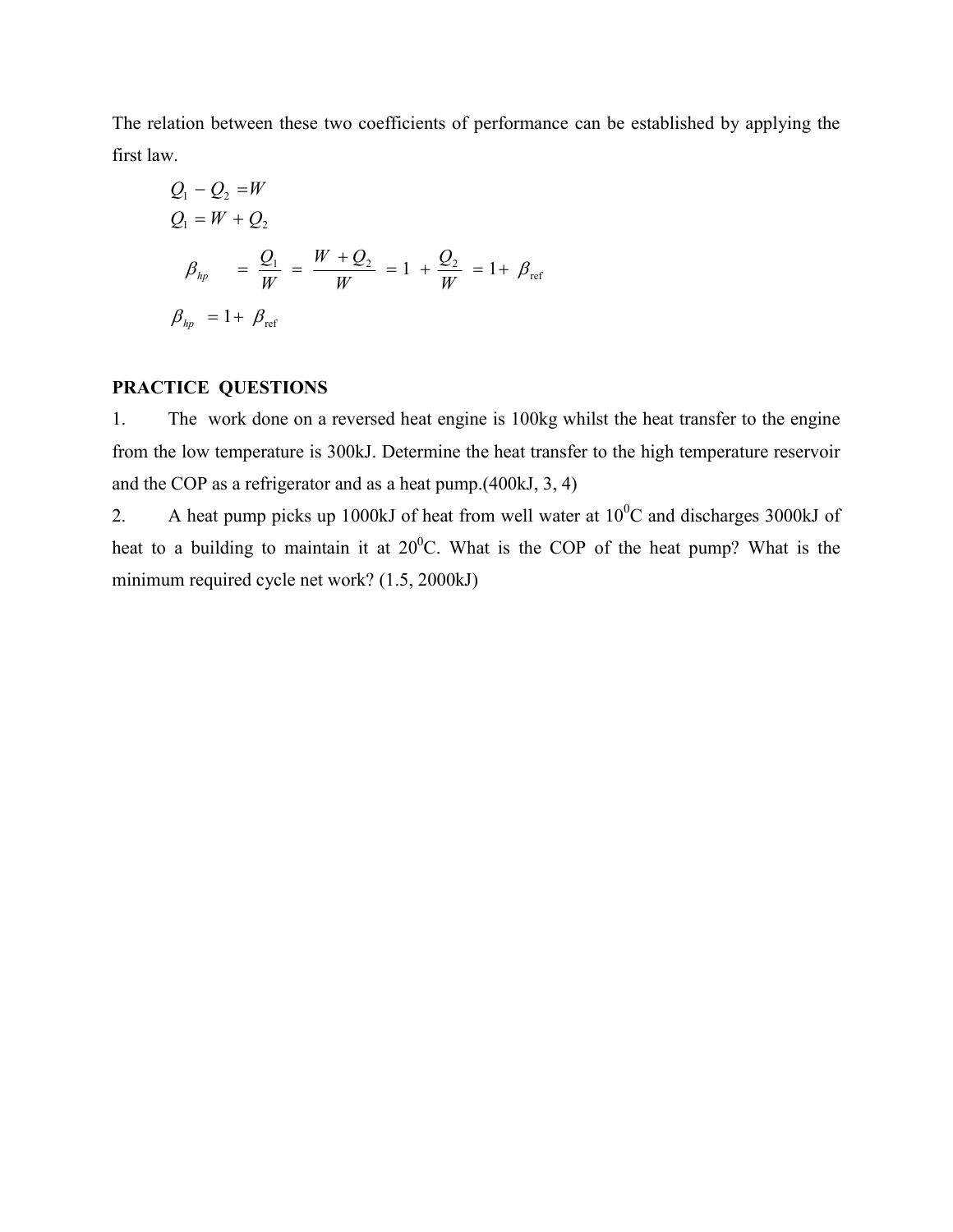The relation between these two coefficients of performance can be established by applying the first law.

$$Q_1 - Q_2 = W$$

$$Q_1 = W + Q_2$$

$$\beta_{hp} = \frac{Q_1}{W} = \frac{W + Q_2}{W} = 1 + \frac{Q_2}{W} = 1 + \beta_{\text{ref}}$$

$$\beta_{hp} = 1 + \beta_{\text{ref}}$$

**PRACTICE QUESTIONS**

1. The work done on a reversed heat engine is 100kg whilst the heat transfer to the engine from the low temperature is 300kJ. Determine the heat transfer to the high temperature reservoir and the COP as a refrigerator and as a heat pump.(400kJ, 3, 4)

2. A heat pump picks up 1000kJ of heat from well water at $10^0$C and discharges 3000kJ of heat to a building to maintain it at $20^0$C. What is the COP of the heat pump? What is the minimum required cycle net work? (1.5, 2000kJ)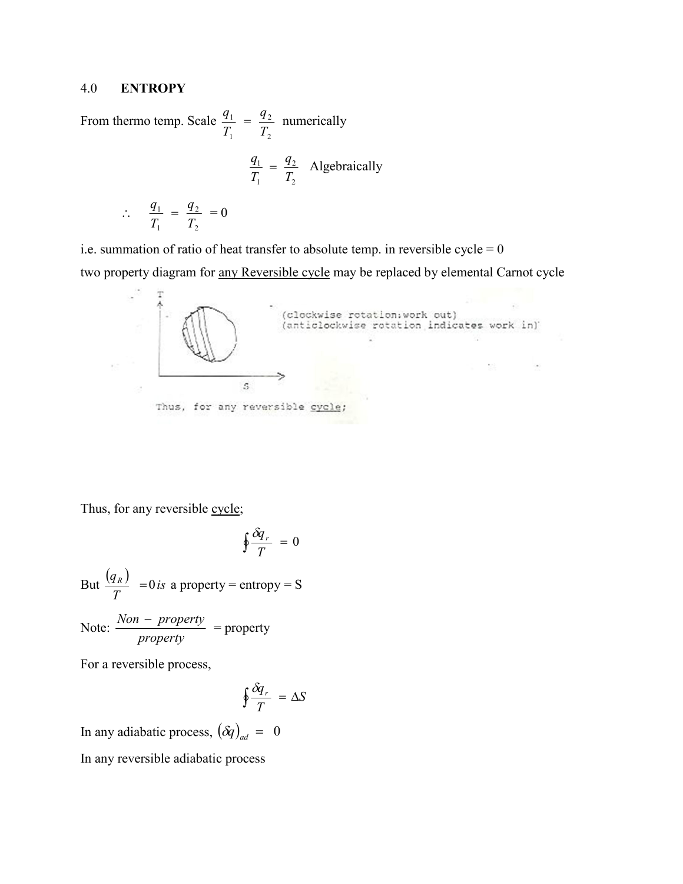4.0 **ENTROPY**

From thermo temp. Scale $\frac{q_1}{T_1} = \frac{q_2}{T_2}$ numerically

$$\frac{q_1}{T_1} = \frac{q_2}{T_2} \quad \text{Algebraically}$$

$$\therefore \quad \frac{q_1}{T_1} = \frac{q_2}{T_2} = 0$$

i.e. summation of ratio of heat transfer to absolute temp. in reversible cycle = 0

two property diagram for <u>any Reversible cycle</u> may be replaced by elemental Carnot cycle

(clockwise rotation:work out)
(anticlockwise rotation indicates work in)

Thus, for any reversible <u>cycle</u>;

$$\oint \frac{\delta q_r}{T} = 0$$

But $\frac{(q_R)}{T} = 0 \, is$ a property = entropy = S

Note: $\frac{Non - property}{property}$ = property

For a reversible process,

$$\oint \frac{\delta q_r}{T} = \Delta S$$

In any adiabatic process, $(\delta q)_{ad} = 0$

In any reversible adiabatic process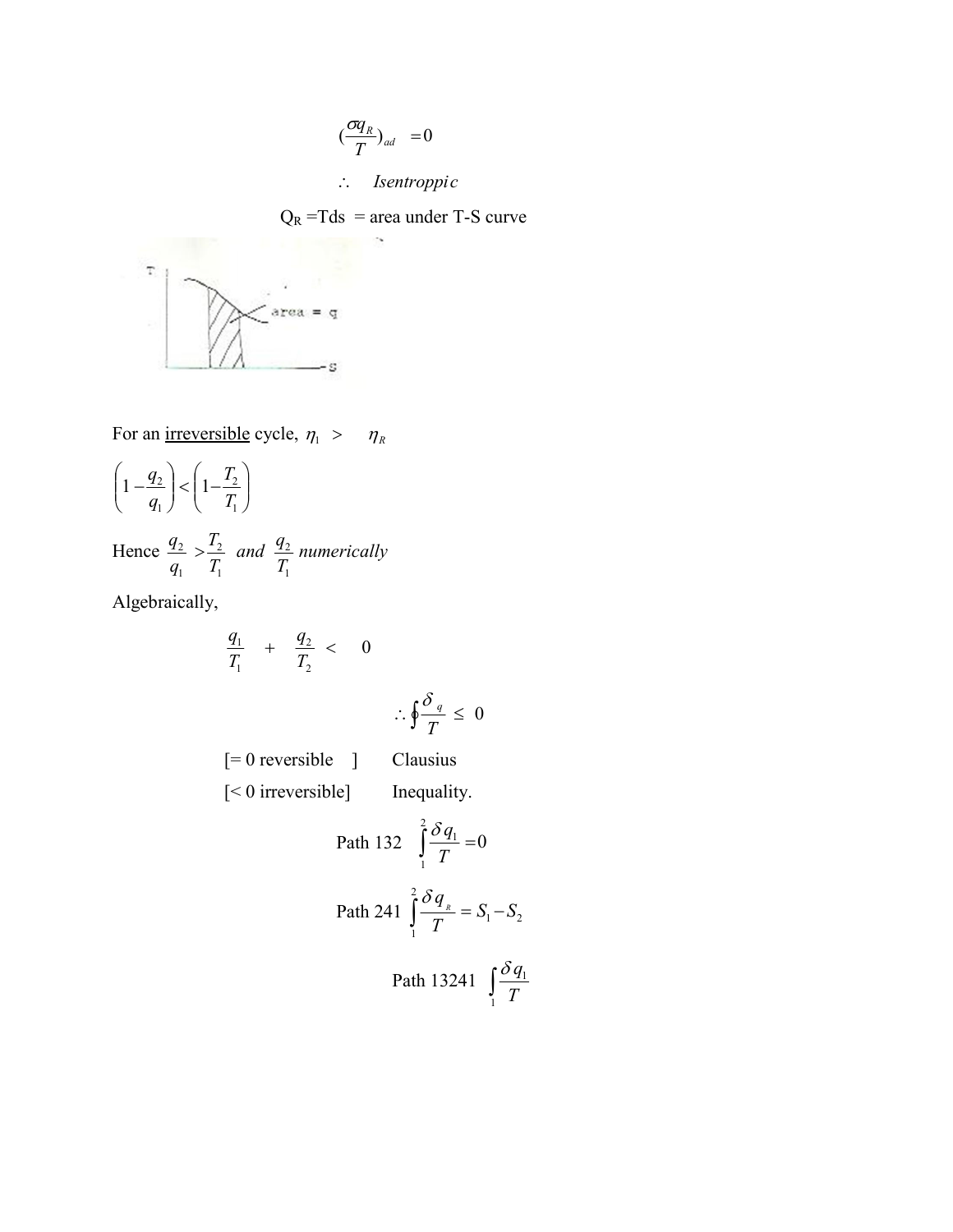$$\left(\frac{\sigma q_R}{T}\right)_{ad} = 0$$

$$\therefore \quad \textit{Isentroppic}$$

$Q_R$ =Tds = area under T-S curve

For an irreversible cycle, $\eta_1 \quad > \quad \eta_R$

$$\left(1-\frac{q_2}{q_1}\right) < \left(1-\frac{T_2}{T_1}\right)$$

Hence $\dfrac{q_2}{q_1} > \dfrac{T_2}{T_1}$ *and* $\dfrac{q_2}{T_1}$ *numerically*

Algebraically,

$$\frac{q_1}{T_1} \quad + \quad \frac{q_2}{T_2} \quad < \quad 0$$

$$\therefore \oint \frac{\delta_q}{T} \leq 0$$

[= 0 reversible ] Clausius

[< 0 irreversible] Inequality.

Path 132 $\displaystyle\int_1^2 \frac{\delta q_1}{T} = 0$

Path 241 $\displaystyle\int_1^2 \frac{\delta q_R}{T} = S_1 - S_2$

Path 13241 $\displaystyle\int_1 \frac{\delta q_1}{T}$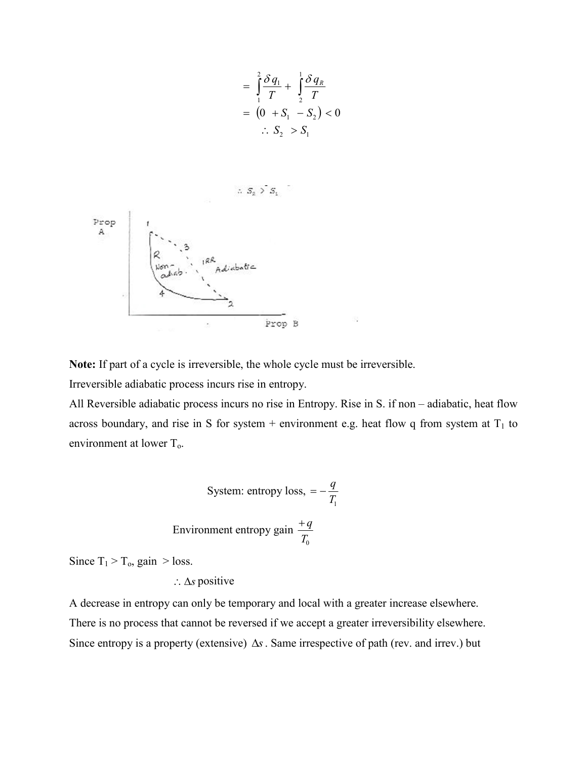$$= \int_1^2 \frac{\delta q_1}{T} + \int_2^1 \frac{\delta q_R}{T}$$

$$= \left(0 + S_1 - S_2\right) < 0$$

$$\therefore S_2 > S_1$$

$\therefore S_2 > S_1$

**Note:** If part of a cycle is irreversible, the whole cycle must be irreversible.

Irreversible adiabatic process incurs rise in entropy.

All Reversible adiabatic process incurs no rise in Entropy. Rise in S. if non – adiabatic, heat flow across boundary, and rise in S for system + environment e.g. heat flow q from system at $T_1$ to environment at lower $T_o$.

$$\text{System: entropy loss, } = -\frac{q}{T_1}$$

$$\text{Environment entropy gain } \frac{+q}{T_0}$$

Since $T_1 > T_o$, gain > loss.

$\therefore \Delta s$ positive

A decrease in entropy can only be temporary and local with a greater increase elsewhere.

There is no process that cannot be reversed if we accept a greater irreversibility elsewhere.

Since entropy is a property (extensive) $\Delta s$. Same irrespective of path (rev. and irrev.) but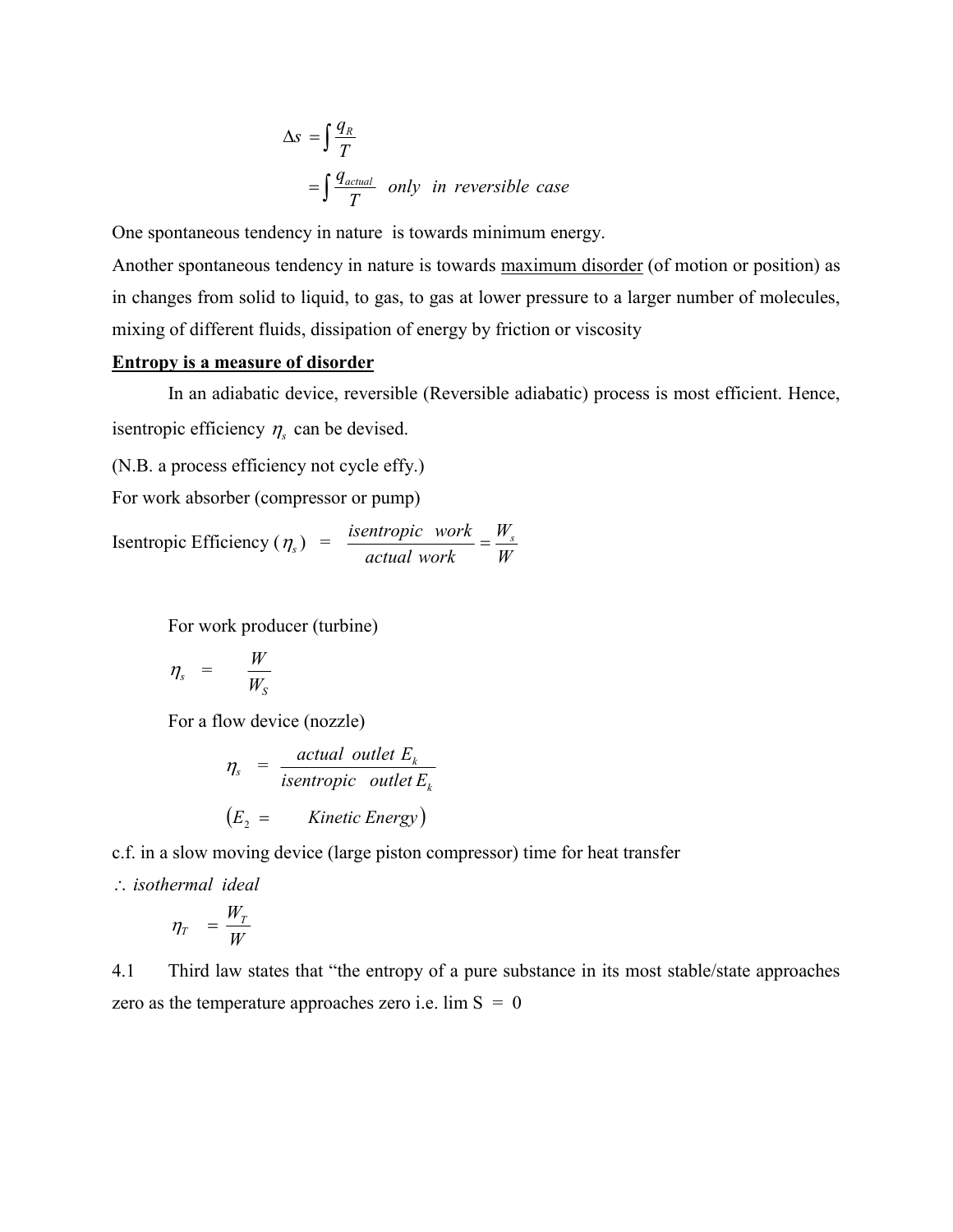$$\Delta s = \int \frac{q_R}{T}$$

$$= \int \frac{q_{actual}}{T} \quad only \;\; in \;\; reversible \;\; case$$

One spontaneous tendency in nature is towards minimum energy.

Another spontaneous tendency in nature is towards <u>maximum disorder</u> (of motion or position) as in changes from solid to liquid, to gas, to gas at lower pressure to a larger number of molecules, mixing of different fluids, dissipation of energy by friction or viscosity

**<u>Entropy is a measure of disorder</u>**

In an adiabatic device, reversible (Reversible adiabatic) process is most efficient. Hence, isentropic efficiency $\eta_s$ can be devised.

(N.B. a process efficiency not cycle effy.)

For work absorber (compressor or pump)

$$\text{Isentropic Efficiency } (\eta_s) \;=\; \frac{isentropic \;\; work}{actual \;\; work} = \frac{W_s}{W}$$

For work producer (turbine)

$$\eta_s \;=\; \frac{W}{W_S}$$

For a flow device (nozzle)

$$\eta_s \;=\; \frac{actual \;\; outlet \;\; E_k}{isentropic \;\; outlet \; E_k}$$

$$\left(E_2 \;=\; Kinetic \; Energy\right)$$

c.f. in a slow moving device (large piston compressor) time for heat transfer

$\therefore$ *isothermal ideal*

$$\eta_T \;=\; \frac{W_T}{W}$$

4.1 Third law states that "the entropy of a pure substance in its most stable/state approaches zero as the temperature approaches zero i.e. lim S = 0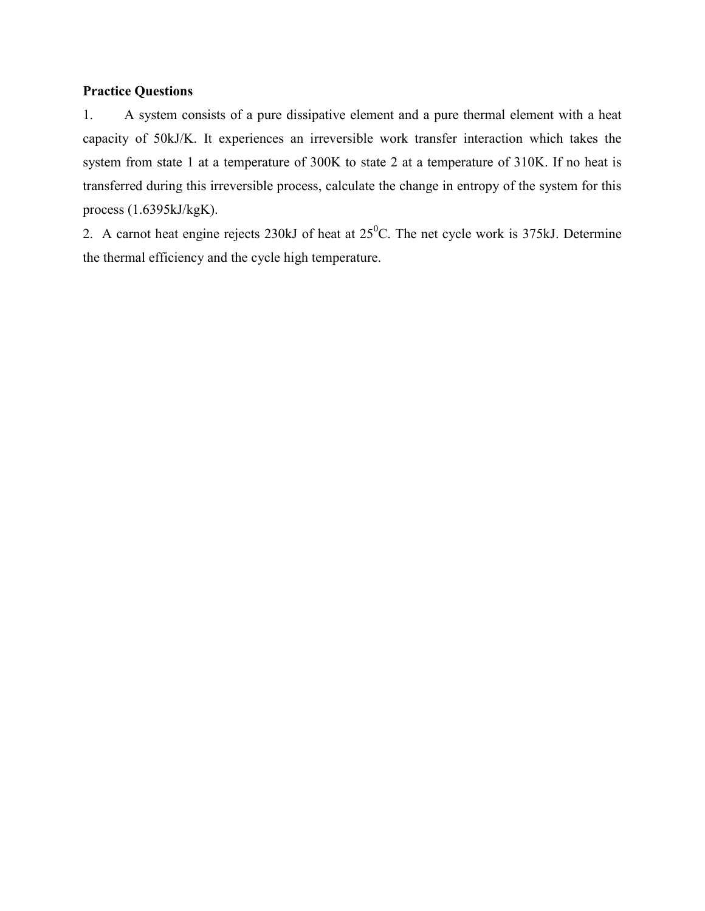**Practice Questions**

1. A system consists of a pure dissipative element and a pure thermal element with a heat capacity of 50kJ/K. It experiences an irreversible work transfer interaction which takes the system from state 1 at a temperature of 300K to state 2 at a temperature of 310K. If no heat is transferred during this irreversible process, calculate the change in entropy of the system for this process (1.6395kJ/kgK).

2. A carnot heat engine rejects 230kJ of heat at $25^0$C. The net cycle work is 375kJ. Determine the thermal efficiency and the cycle high temperature.